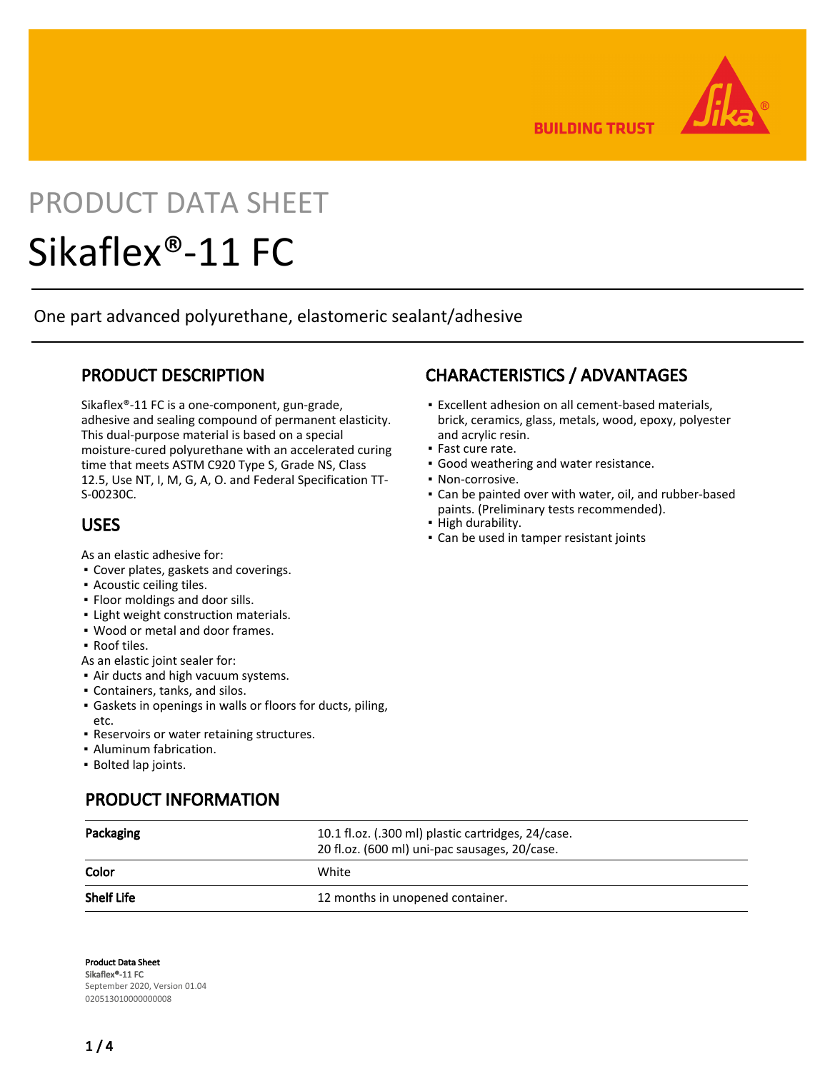# PRODUCT DATA SHEET

# Sikaflex®-11 FC

One part advanced polyurethane, elastomeric sealant/adhesive

## PRODUCT DESCRIPTION

Sikaflex®-11 FC is a one-component, gun-grade, adhesive and sealing compound of permanent elasticity. This dual-purpose material is based on a special moisture-cured polyurethane with an accelerated curing time that meets ASTM C920 Type S, Grade NS, Class 12.5, Use NT, I, M, G, A, O. and Federal Specification TT-S-00230C.

## USES

As an elastic adhesive for:
- Cover plates, gaskets and coverings.
- Acoustic ceiling tiles.
- Floor moldings and door sills.
- Light weight construction materials.
- Wood or metal and door frames.
- Roof tiles.

As an elastic joint sealer for:
- Air ducts and high vacuum systems.
- Containers, tanks, and silos.
- Gaskets in openings in walls or floors for ducts, piling, etc.
- Reservoirs or water retaining structures.
- Aluminum fabrication.
- Bolted lap joints.

## CHARACTERISTICS / ADVANTAGES

- Excellent adhesion on all cement-based materials, brick, ceramics, glass, metals, wood, epoxy, polyester and acrylic resin.
- Fast cure rate.
- Good weathering and water resistance.
- Non-corrosive.
- Can be painted over with water, oil, and rubber-based paints. (Preliminary tests recommended).
- High durability.
- Can be used in tamper resistant joints

## PRODUCT INFORMATION

| | |
|---|---|
| **Packaging** | 10.1 fl.oz. (.300 ml) plastic cartridges, 24/case.<br>20 fl.oz. (600 ml) uni-pac sausages, 20/case. |
| **Color** | White |
| **Shelf Life** | 12 months in unopened container. |

**Product Data Sheet**
**Sikaflex®-11 FC**
September 2020, Version 01.04
020513010000000008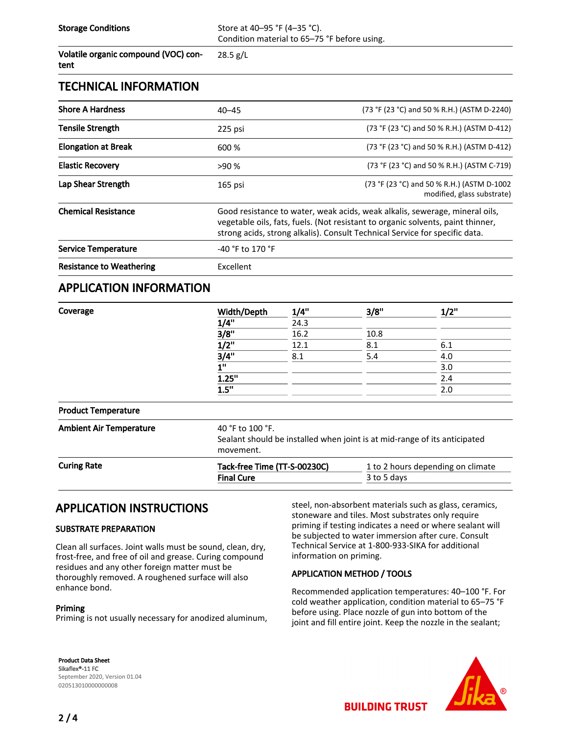| | |
|---|---|
| **Storage Conditions** | Store at 40–95 °F (4–35 °C).<br>Condition material to 65–75 °F before using. |
| **Volatile organic compound (VOC) content** | 28.5 g/L |

## TECHNICAL INFORMATION

| | | |
|---|---|---|
| **Shore A Hardness** | 40–45 | (73 °F (23 °C) and 50 % R.H.) (ASTM D-2240) |
| **Tensile Strength** | 225 psi | (73 °F (23 °C) and 50 % R.H.) (ASTM D-412) |
| **Elongation at Break** | 600 % | (73 °F (23 °C) and 50 % R.H.) (ASTM D-412) |
| **Elastic Recovery** | >90 % | (73 °F (23 °C) and 50 % R.H.) (ASTM C-719) |
| **Lap Shear Strength** | 165 psi | (73 °F (23 °C) and 50 % R.H.) (ASTM D-1002 modified, glass substrate) |
| **Chemical Resistance** | Good resistance to water, weak acids, weak alkalis, sewerage, mineral oils, vegetable oils, fats, fuels. (Not resistant to organic solvents, paint thinner, strong acids, strong alkalis). Consult Technical Service for specific data. | |
| **Service Temperature** | -40 °F to 170 °F | |
| **Resistance to Weathering** | Excellent | |

## APPLICATION INFORMATION

**Coverage**

| Width/Depth | 1/4" | 3/8" | 1/2" |
|---|---|---|---|
| **1/4"** | 24.3 | | |
| **3/8"** | 16.2 | 10.8 | |
| **1/2"** | 12.1 | 8.1 | 6.1 |
| **3/4"** | 8.1 | 5.4 | 4.0 |
| **1"** | | | 3.0 |
| **1.25"** | | | 2.4 |
| **1.5"** | | | 2.0 |

**Product Temperature**

**Ambient Air Temperature**

40 °F to 100 °F.
Sealant should be installed when joint is at mid-range of its anticipated movement.

**Curing Rate**

| | |
|---|---|
| **Tack-free Time (TT-S-00230C)** | 1 to 2 hours depending on climate |
| **Final Cure** | 3 to 5 days |

## APPLICATION INSTRUCTIONS

### SUBSTRATE PREPARATION

Clean all surfaces. Joint walls must be sound, clean, dry, frost-free, and free of oil and grease. Curing compound residues and any other foreign matter must be thoroughly removed. A roughened surface will also enhance bond.

**Priming**
Priming is not usually necessary for anodized aluminum, steel, non-absorbent materials such as glass, ceramics, stoneware and tiles. Most substrates only require priming if testing indicates a need or where sealant will be subjected to water immersion after cure. Consult Technical Service at 1-800-933-SIKA for additional information on priming.

### APPLICATION METHOD / TOOLS

Recommended application temperatures: 40–100 °F. For cold weather application, condition material to 65–75 °F before using. Place nozzle of gun into bottom of the joint and fill entire joint. Keep the nozzle in the sealant;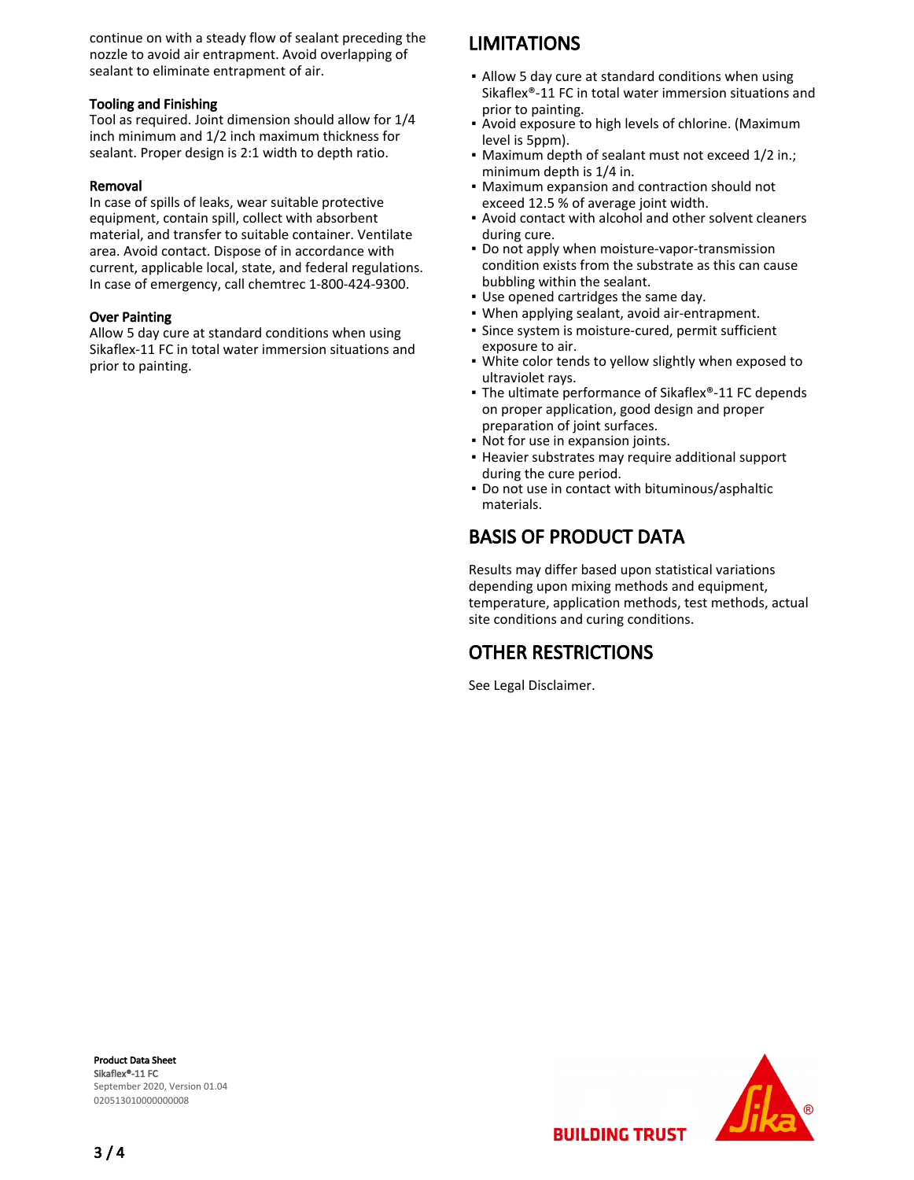continue on with a steady flow of sealant preceding the nozzle to avoid air entrapment. Avoid overlapping of sealant to eliminate entrapment of air.

### Tooling and Finishing

Tool as required. Joint dimension should allow for 1/4 inch minimum and 1/2 inch maximum thickness for sealant. Proper design is 2:1 width to depth ratio.

### Removal

In case of spills of leaks, wear suitable protective equipment, contain spill, collect with absorbent material, and transfer to suitable container. Ventilate area. Avoid contact. Dispose of in accordance with current, applicable local, state, and federal regulations. In case of emergency, call chemtrec 1-800-424-9300.

### Over Painting

Allow 5 day cure at standard conditions when using Sikaflex-11 FC in total water immersion situations and prior to painting.

## LIMITATIONS

- Allow 5 day cure at standard conditions when using Sikaflex®-11 FC in total water immersion situations and prior to painting.
- Avoid exposure to high levels of chlorine. (Maximum level is 5ppm).
- Maximum depth of sealant must not exceed 1/2 in.; minimum depth is 1/4 in.
- Maximum expansion and contraction should not exceed 12.5 % of average joint width.
- Avoid contact with alcohol and other solvent cleaners during cure.
- Do not apply when moisture-vapor-transmission condition exists from the substrate as this can cause bubbling within the sealant.
- Use opened cartridges the same day.
- When applying sealant, avoid air-entrapment.
- Since system is moisture-cured, permit sufficient exposure to air.
- White color tends to yellow slightly when exposed to ultraviolet rays.
- The ultimate performance of Sikaflex®-11 FC depends on proper application, good design and proper preparation of joint surfaces.
- Not for use in expansion joints.
- Heavier substrates may require additional support during the cure period.
- Do not use in contact with bituminous/asphaltic materials.

## BASIS OF PRODUCT DATA

Results may differ based upon statistical variations depending upon mixing methods and equipment, temperature, application methods, test methods, actual site conditions and curing conditions.

## OTHER RESTRICTIONS

See Legal Disclaimer.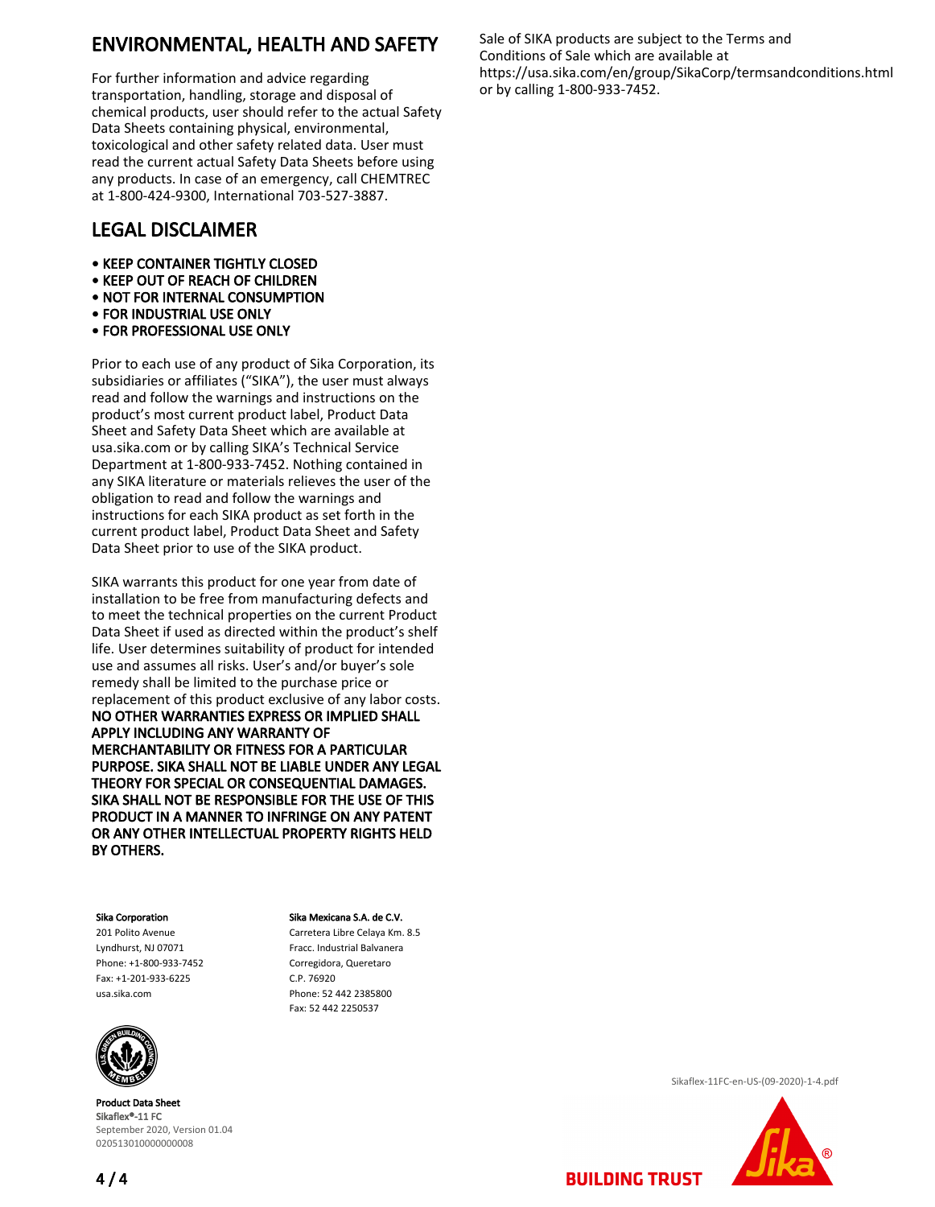## ENVIRONMENTAL, HEALTH AND SAFETY

For further information and advice regarding transportation, handling, storage and disposal of chemical products, user should refer to the actual Safety Data Sheets containing physical, environmental, toxicological and other safety related data. User must read the current actual Safety Data Sheets before using any products. In case of an emergency, call CHEMTREC at 1-800-424-9300, International 703-527-3887.

## LEGAL DISCLAIMER

- KEEP CONTAINER TIGHTLY CLOSED
- KEEP OUT OF REACH OF CHILDREN
- NOT FOR INTERNAL CONSUMPTION
- FOR INDUSTRIAL USE ONLY
- FOR PROFESSIONAL USE ONLY

Prior to each use of any product of Sika Corporation, its subsidiaries or affiliates ("SIKA"), the user must always read and follow the warnings and instructions on the product's most current product label, Product Data Sheet and Safety Data Sheet which are available at usa.sika.com or by calling SIKA's Technical Service Department at 1-800-933-7452. Nothing contained in any SIKA literature or materials relieves the user of the obligation to read and follow the warnings and instructions for each SIKA product as set forth in the current product label, Product Data Sheet and Safety Data Sheet prior to use of the SIKA product.

SIKA warrants this product for one year from date of installation to be free from manufacturing defects and to meet the technical properties on the current Product Data Sheet if used as directed within the product's shelf life. User determines suitability of product for intended use and assumes all risks. User's and/or buyer's sole remedy shall be limited to the purchase price or replacement of this product exclusive of any labor costs. **NO OTHER WARRANTIES EXPRESS OR IMPLIED SHALL APPLY INCLUDING ANY WARRANTY OF MERCHANTABILITY OR FITNESS FOR A PARTICULAR PURPOSE. SIKA SHALL NOT BE LIABLE UNDER ANY LEGAL THEORY FOR SPECIAL OR CONSEQUENTIAL DAMAGES. SIKA SHALL NOT BE RESPONSIBLE FOR THE USE OF THIS PRODUCT IN A MANNER TO INFRINGE ON ANY PATENT OR ANY OTHER INTELLECTUAL PROPERTY RIGHTS HELD BY OTHERS.**

Sale of SIKA products are subject to the Terms and Conditions of Sale which are available at https://usa.sika.com/en/group/SikaCorp/termsandconditions.html or by calling 1-800-933-7452.

**Sika Corporation**
201 Polito Avenue
Lyndhurst, NJ 07071
Phone: +1-800-933-7452
Fax: +1-201-933-6225
usa.sika.com

**Sika Mexicana S.A. de C.V.**
Carretera Libre Celaya Km. 8.5
Fracc. Industrial Balvanera
Corregidora, Queretaro
C.P. 76920
Phone: 52 442 2385800
Fax: 52 442 2250537

**Product Data Sheet**
**Sikaflex®-11 FC**
September 2020, Version 01.04
020513010000000008

Sikaflex-11FC-en-US-(09-2020)-1-4.pdf

BUILDING TRUST